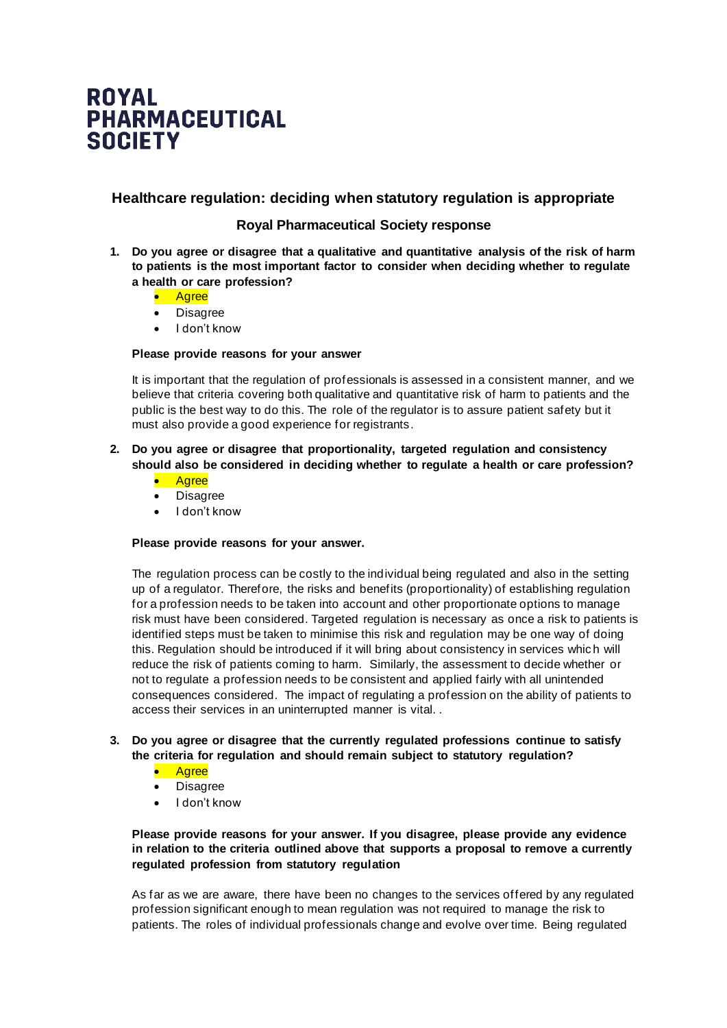**ROYAL PHARMACEUTICAL SOCIETY**

## Healthcare regulation: deciding when statutory regulation is appropriate

### Royal Pharmaceutical Society response

1. **Do you agree or disagree that a qualitative and quantitative analysis of the risk of harm to patients is the most important factor to consider when deciding whether to regulate a health or care profession?**
   - Agree
   - Disagree
   - I don't know

   **Please provide reasons for your answer**

   It is important that the regulation of professionals is assessed in a consistent manner, and we believe that criteria covering both qualitative and quantitative risk of harm to patients and the public is the best way to do this. The role of the regulator is to assure patient safety but it must also provide a good experience for registrants.

2. **Do you agree or disagree that proportionality, targeted regulation and consistency should also be considered in deciding whether to regulate a health or care profession?**
   - Agree
   - Disagree
   - I don't know

   **Please provide reasons for your answer.**

   The regulation process can be costly to the individual being regulated and also in the setting up of a regulator. Therefore, the risks and benefits (proportionality) of establishing regulation for a profession needs to be taken into account and other proportionate options to manage risk must have been considered. Targeted regulation is necessary as once a risk to patients is identified steps must be taken to minimise this risk and regulation may be one way of doing this. Regulation should be introduced if it will bring about consistency in services which will reduce the risk of patients coming to harm. Similarly, the assessment to decide whether or not to regulate a profession needs to be consistent and applied fairly with all unintended consequences considered. The impact of regulating a profession on the ability of patients to access their services in an uninterrupted manner is vital. .

3. **Do you agree or disagree that the currently regulated professions continue to satisfy the criteria for regulation and should remain subject to statutory regulation?**
   - Agree
   - Disagree
   - I don't know

   **Please provide reasons for your answer. If you disagree, please provide any evidence in relation to the criteria outlined above that supports a proposal to remove a currently regulated profession from statutory regulation**

   As far as we are aware, there have been no changes to the services offered by any regulated profession significant enough to mean regulation was not required to manage the risk to patients. The roles of individual professionals change and evolve over time. Being regulated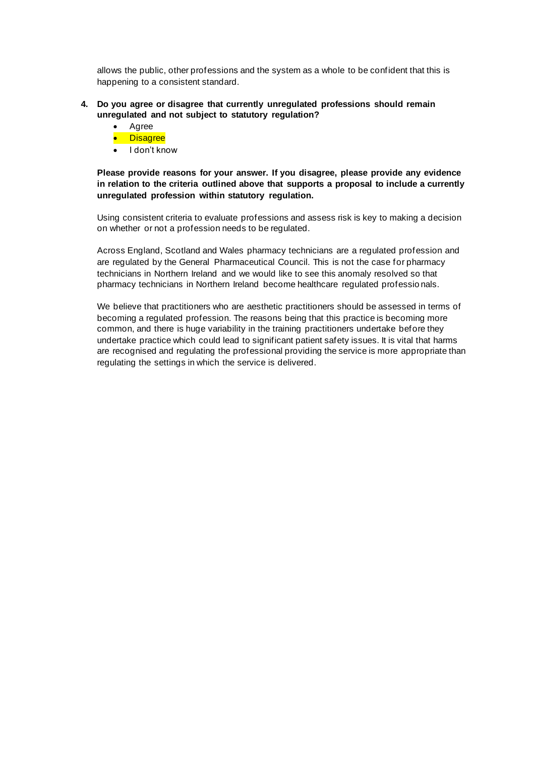allows the public, other professions and the system as a whole to be confident that this is happening to a consistent standard.

4. **Do you agree or disagree that currently unregulated professions should remain unregulated and not subject to statutory regulation?**
    - Agree
    - Disagree
    - I don't know

**Please provide reasons for your answer. If you disagree, please provide any evidence in relation to the criteria outlined above that supports a proposal to include a currently unregulated profession within statutory regulation.**

Using consistent criteria to evaluate professions and assess risk is key to making a decision on whether or not a profession needs to be regulated.

Across England, Scotland and Wales pharmacy technicians are a regulated profession and are regulated by the General Pharmaceutical Council. This is not the case for pharmacy technicians in Northern Ireland and we would like to see this anomaly resolved so that pharmacy technicians in Northern Ireland become healthcare regulated professionals.

We believe that practitioners who are aesthetic practitioners should be assessed in terms of becoming a regulated profession. The reasons being that this practice is becoming more common, and there is huge variability in the training practitioners undertake before they undertake practice which could lead to significant patient safety issues. It is vital that harms are recognised and regulating the professional providing the service is more appropriate than regulating the settings in which the service is delivered.